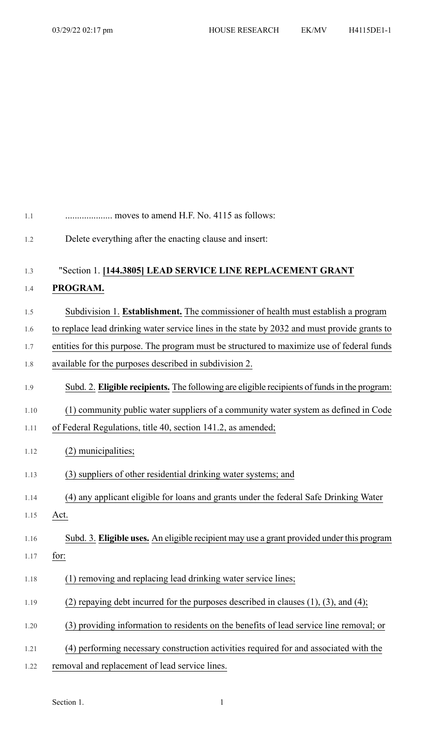.................... moves to amend H.F. No. 4115 as follows:

Delete everything after the enacting clause and insert:

"Section 1. **[144.3805] LEAD SERVICE LINE REPLACEMENT GRANT PROGRAM.**

Subdivision 1. **Establishment.** The commissioner of health must establish a program to replace lead drinking water service lines in the state by 2032 and must provide grants to entities for this purpose. The program must be structured to maximize use of federal funds available for the purposes described in subdivision 2.

Subd. 2. **Eligible recipients.** The following are eligible recipients of funds in the program:

(1) community public water suppliers of a community water system as defined in Code of Federal Regulations, title 40, section 141.2, as amended;

(2) municipalities;

(3) suppliers of other residential drinking water systems; and

(4) any applicant eligible for loans and grants under the federal Safe Drinking Water Act.

Subd. 3. **Eligible uses.** An eligible recipient may use a grant provided under this program for:

(1) removing and replacing lead drinking water service lines;

(2) repaying debt incurred for the purposes described in clauses (1), (3), and (4);

(3) providing information to residents on the benefits of lead service line removal; or

(4) performing necessary construction activities required for and associated with the removal and replacement of lead service lines.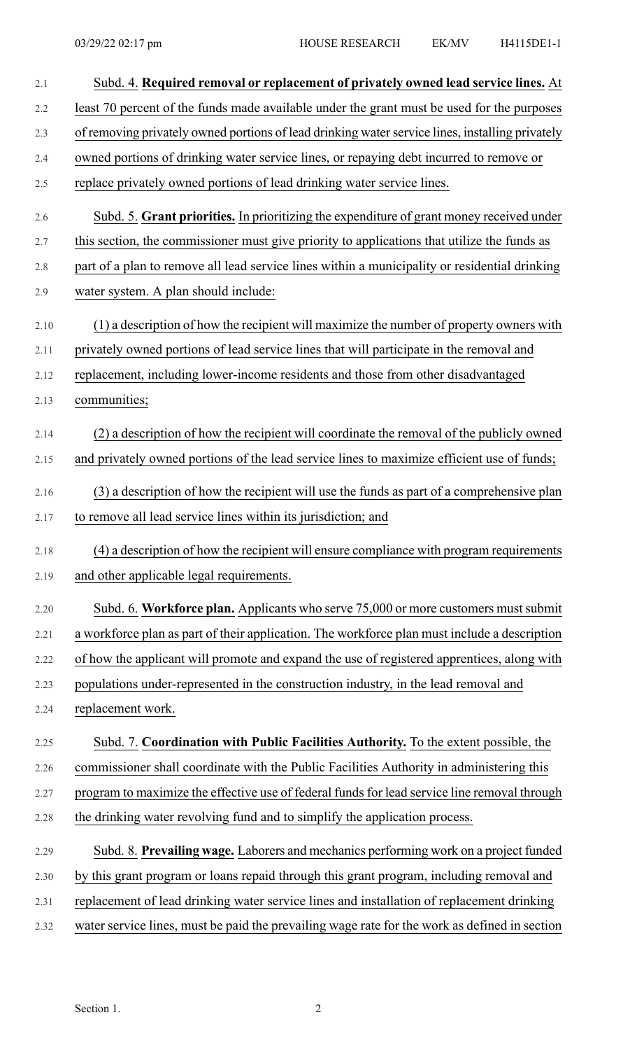Subd. 4. **Required removal or replacement of privately owned lead service lines.** At least 70 percent of the funds made available under the grant must be used for the purposes of removing privately owned portions of lead drinking water service lines, installing privately owned portions of drinking water service lines, or repaying debt incurred to remove or replace privately owned portions of lead drinking water service lines.

Subd. 5. **Grant priorities.** In prioritizing the expenditure of grant money received under this section, the commissioner must give priority to applications that utilize the funds as part of a plan to remove all lead service lines within a municipality or residential drinking water system. A plan should include:

(1) a description of how the recipient will maximize the number of property owners with privately owned portions of lead service lines that will participate in the removal and replacement, including lower-income residents and those from other disadvantaged communities;

(2) a description of how the recipient will coordinate the removal of the publicly owned and privately owned portions of the lead service lines to maximize efficient use of funds;

(3) a description of how the recipient will use the funds as part of a comprehensive plan to remove all lead service lines within its jurisdiction; and

(4) a description of how the recipient will ensure compliance with program requirements and other applicable legal requirements.

Subd. 6. **Workforce plan.** Applicants who serve 75,000 or more customers must submit a workforce plan as part of their application. The workforce plan must include a description of how the applicant will promote and expand the use of registered apprentices, along with populations under-represented in the construction industry, in the lead removal and replacement work.

Subd. 7. **Coordination with Public Facilities Authority.** To the extent possible, the commissioner shall coordinate with the Public Facilities Authority in administering this program to maximize the effective use of federal funds for lead service line removal through the drinking water revolving fund and to simplify the application process.

Subd. 8. **Prevailing wage.** Laborers and mechanics performing work on a project funded by this grant program or loans repaid through this grant program, including removal and replacement of lead drinking water service lines and installation of replacement drinking water service lines, must be paid the prevailing wage rate for the work as defined in section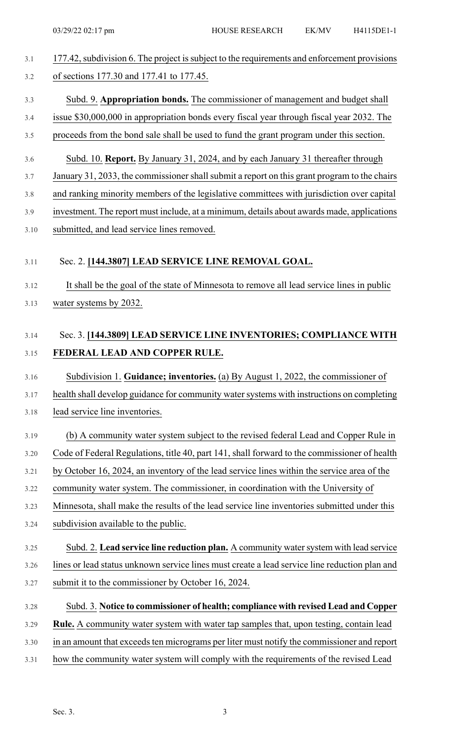177.42, subdivision 6. The project is subject to the requirements and enforcement provisions of sections 177.30 and 177.41 to 177.45.

Subd. 9. **Appropriation bonds.** The commissioner of management and budget shall issue $30,000,000 in appropriation bonds every fiscal year through fiscal year 2032. The proceeds from the bond sale shall be used to fund the grant program under this section.

Subd. 10. **Report.** By January 31, 2024, and by each January 31 thereafter through January 31, 2033, the commissioner shall submit a report on this grant program to the chairs and ranking minority members of the legislative committees with jurisdiction over capital investment. The report must include, at a minimum, details about awards made, applications submitted, and lead service lines removed.

Sec. 2. **[144.3807] LEAD SERVICE LINE REMOVAL GOAL.**

It shall be the goal of the state of Minnesota to remove all lead service lines in public water systems by 2032.

Sec. 3. **[144.3809] LEAD SERVICE LINE INVENTORIES; COMPLIANCE WITH FEDERAL LEAD AND COPPER RULE.**

Subdivision 1. **Guidance; inventories.** (a) By August 1, 2022, the commissioner of health shall develop guidance for community water systems with instructions on completing lead service line inventories.

(b) A community water system subject to the revised federal Lead and Copper Rule in Code of Federal Regulations, title 40, part 141, shall forward to the commissioner of health by October 16, 2024, an inventory of the lead service lines within the service area of the community water system. The commissioner, in coordination with the University of Minnesota, shall make the results of the lead service line inventories submitted under this subdivision available to the public.

Subd. 2. **Lead service line reduction plan.** A community water system with lead service lines or lead status unknown service lines must create a lead service line reduction plan and submit it to the commissioner by October 16, 2024.

Subd. 3. **Notice to commissioner of health; compliance with revised Lead and Copper Rule.** A community water system with water tap samples that, upon testing, contain lead in an amount that exceeds ten micrograms per liter must notify the commissioner and report how the community water system will comply with the requirements of the revised Lead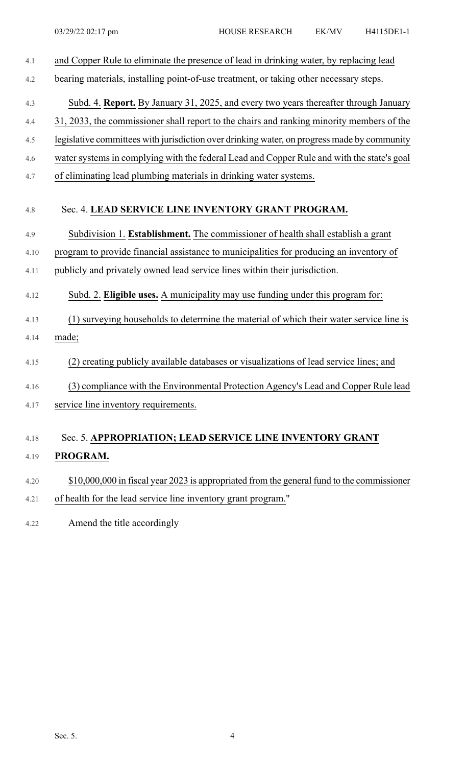and Copper Rule to eliminate the presence of lead in drinking water, by replacing lead bearing materials, installing point-of-use treatment, or taking other necessary steps.

Subd. 4. **Report.** By January 31, 2025, and every two years thereafter through January 31, 2033, the commissioner shall report to the chairs and ranking minority members of the legislative committees with jurisdiction over drinking water, on progress made by community water systems in complying with the federal Lead and Copper Rule and with the state's goal of eliminating lead plumbing materials in drinking water systems.

Sec. 4. **LEAD SERVICE LINE INVENTORY GRANT PROGRAM.**

Subdivision 1. **Establishment.** The commissioner of health shall establish a grant program to provide financial assistance to municipalities for producing an inventory of publicly and privately owned lead service lines within their jurisdiction.

Subd. 2. **Eligible uses.** A municipality may use funding under this program for:

(1) surveying households to determine the material of which their water service line is made;

(2) creating publicly available databases or visualizations of lead service lines; and

(3) compliance with the Environmental Protection Agency's Lead and Copper Rule lead service line inventory requirements.

Sec. 5. **APPROPRIATION; LEAD SERVICE LINE INVENTORY GRANT PROGRAM.**

$10,000,000 in fiscal year 2023 is appropriated from the general fund to the commissioner of health for the lead service line inventory grant program."

Amend the title accordingly